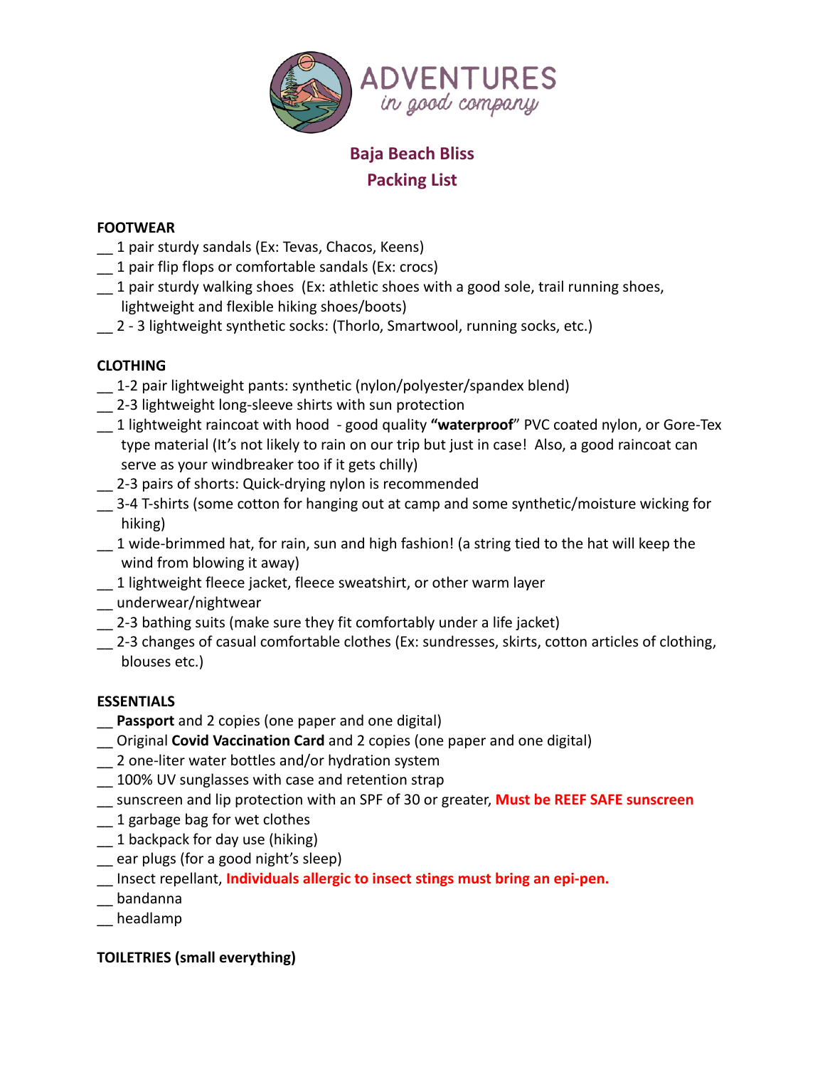ADVENTURES *in good company*

# Baja Beach Bliss
# Packing List

**FOOTWEAR**

__ 1 pair sturdy sandals (Ex: Tevas, Chacos, Keens)
__ 1 pair flip flops or comfortable sandals (Ex: crocs)
__ 1 pair sturdy walking shoes (Ex: athletic shoes with a good sole, trail running shoes, lightweight and flexible hiking shoes/boots)
__ 2 - 3 lightweight synthetic socks: (Thorlo, Smartwool, running socks, etc.)

**CLOTHING**

__ 1-2 pair lightweight pants: synthetic (nylon/polyester/spandex blend)
__ 2-3 lightweight long-sleeve shirts with sun protection
__ 1 lightweight raincoat with hood - good quality **"waterproof**" PVC coated nylon, or Gore-Tex type material (It's not likely to rain on our trip but just in case! Also, a good raincoat can serve as your windbreaker too if it gets chilly)
__ 2-3 pairs of shorts: Quick-drying nylon is recommended
__ 3-4 T-shirts (some cotton for hanging out at camp and some synthetic/moisture wicking for hiking)
__ 1 wide-brimmed hat, for rain, sun and high fashion! (a string tied to the hat will keep the wind from blowing it away)
__ 1 lightweight fleece jacket, fleece sweatshirt, or other warm layer
__ underwear/nightwear
__ 2-3 bathing suits (make sure they fit comfortably under a life jacket)
__ 2-3 changes of casual comfortable clothes (Ex: sundresses, skirts, cotton articles of clothing, blouses etc.)

**ESSENTIALS**

__ **Passport** and 2 copies (one paper and one digital)
__ Original **Covid Vaccination Card** and 2 copies (one paper and one digital)
__ 2 one-liter water bottles and/or hydration system
__ 100% UV sunglasses with case and retention strap
__ sunscreen and lip protection with an SPF of 30 or greater, **Must be REEF SAFE sunscreen**
__ 1 garbage bag for wet clothes
__ 1 backpack for day use (hiking)
__ ear plugs (for a good night's sleep)
__ Insect repellant, **Individuals allergic to insect stings must bring an epi-pen.**
__ bandanna
__ headlamp

**TOILETRIES (small everything)**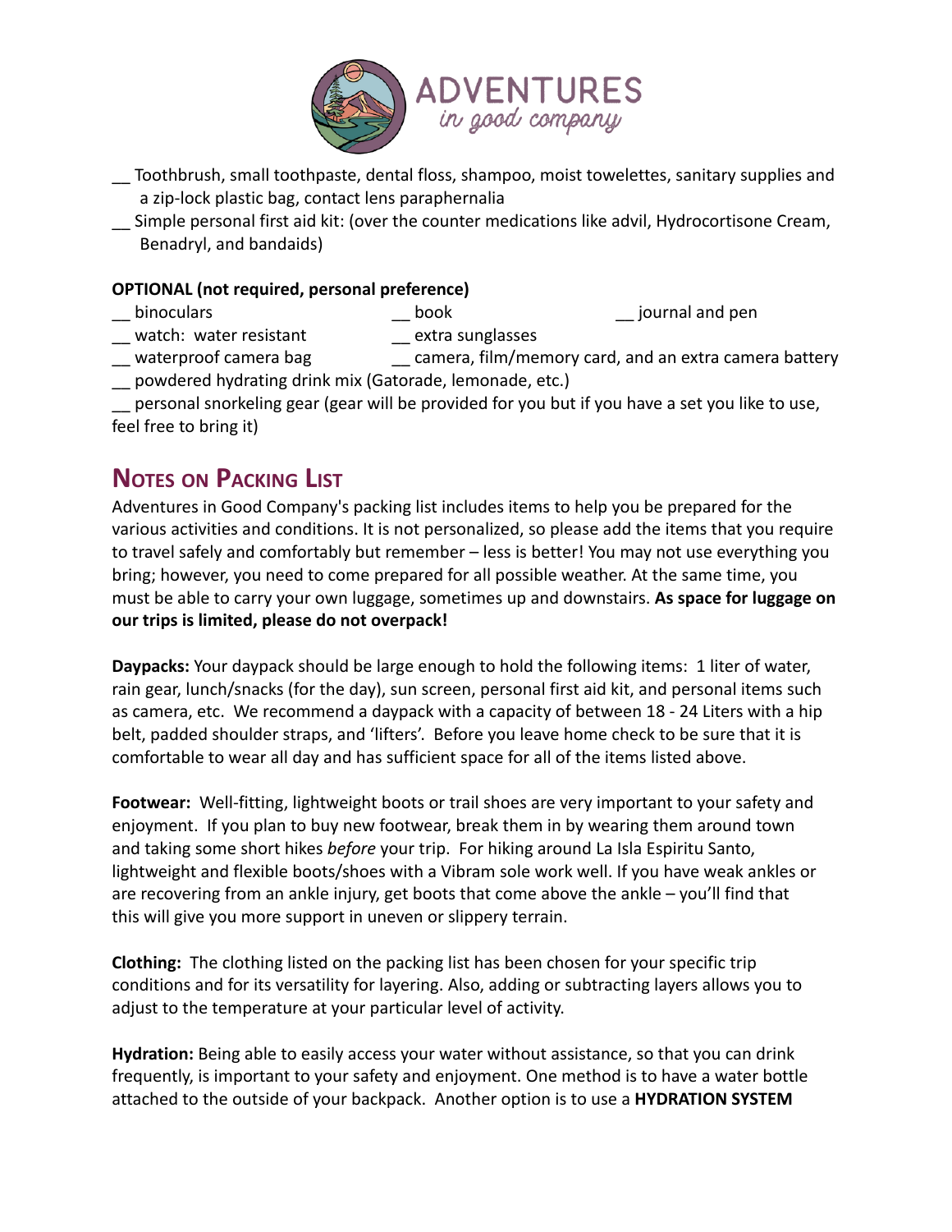__ Toothbrush, small toothpaste, dental floss, shampoo, moist towelettes, sanitary supplies and a zip-lock plastic bag, contact lens paraphernalia

__ Simple personal first aid kit: (over the counter medications like advil, Hydrocortisone Cream, Benadryl, and bandaids)

**OPTIONAL (not required, personal preference)**

__ binoculars
__ book
__ journal and pen
__ watch: water resistant
__ extra sunglasses
__ waterproof camera bag
__ camera, film/memory card, and an extra camera battery
__ powdered hydrating drink mix (Gatorade, lemonade, etc.)
__ personal snorkeling gear (gear will be provided for you but if you have a set you like to use, feel free to bring it)

## Notes on Packing List

Adventures in Good Company's packing list includes items to help you be prepared for the various activities and conditions. It is not personalized, so please add the items that you require to travel safely and comfortably but remember – less is better! You may not use everything you bring; however, you need to come prepared for all possible weather. At the same time, you must be able to carry your own luggage, sometimes up and downstairs. **As space for luggage on our trips is limited, please do not overpack!**

**Daypacks:** Your daypack should be large enough to hold the following items: 1 liter of water, rain gear, lunch/snacks (for the day), sun screen, personal first aid kit, and personal items such as camera, etc. We recommend a daypack with a capacity of between 18 - 24 Liters with a hip belt, padded shoulder straps, and 'lifters'. Before you leave home check to be sure that it is comfortable to wear all day and has sufficient space for all of the items listed above.

**Footwear:** Well-fitting, lightweight boots or trail shoes are very important to your safety and enjoyment. If you plan to buy new footwear, break them in by wearing them around town and taking some short hikes *before* your trip. For hiking around La Isla Espiritu Santo, lightweight and flexible boots/shoes with a Vibram sole work well. If you have weak ankles or are recovering from an ankle injury, get boots that come above the ankle – you'll find that this will give you more support in uneven or slippery terrain.

**Clothing:** The clothing listed on the packing list has been chosen for your specific trip conditions and for its versatility for layering. Also, adding or subtracting layers allows you to adjust to the temperature at your particular level of activity.

**Hydration:** Being able to easily access your water without assistance, so that you can drink frequently, is important to your safety and enjoyment. One method is to have a water bottle attached to the outside of your backpack. Another option is to use a **HYDRATION SYSTEM**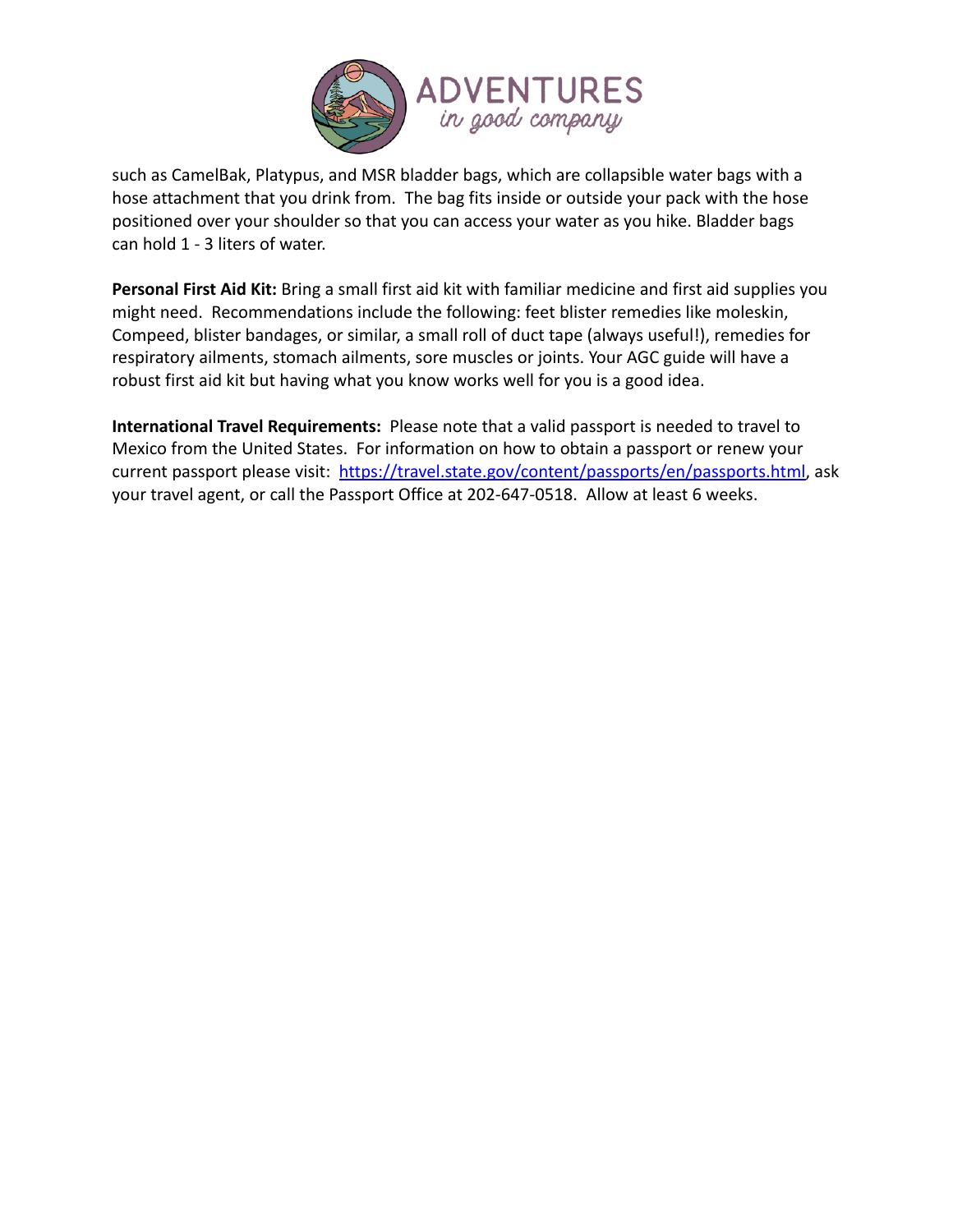such as CamelBak, Platypus, and MSR bladder bags, which are collapsible water bags with a hose attachment that you drink from. The bag fits inside or outside your pack with the hose positioned over your shoulder so that you can access your water as you hike. Bladder bags can hold 1 - 3 liters of water.

**Personal First Aid Kit:** Bring a small first aid kit with familiar medicine and first aid supplies you might need. Recommendations include the following: feet blister remedies like moleskin, Compeed, blister bandages, or similar, a small roll of duct tape (always useful!), remedies for respiratory ailments, stomach ailments, sore muscles or joints. Your AGC guide will have a robust first aid kit but having what you know works well for you is a good idea.

**International Travel Requirements:** Please note that a valid passport is needed to travel to Mexico from the United States. For information on how to obtain a passport or renew your current passport please visit: [https://travel.state.gov/content/passports/en/passports.html](https://travel.state.gov/content/passports/en/passports.html), ask your travel agent, or call the Passport Office at 202-647-0518. Allow at least 6 weeks.